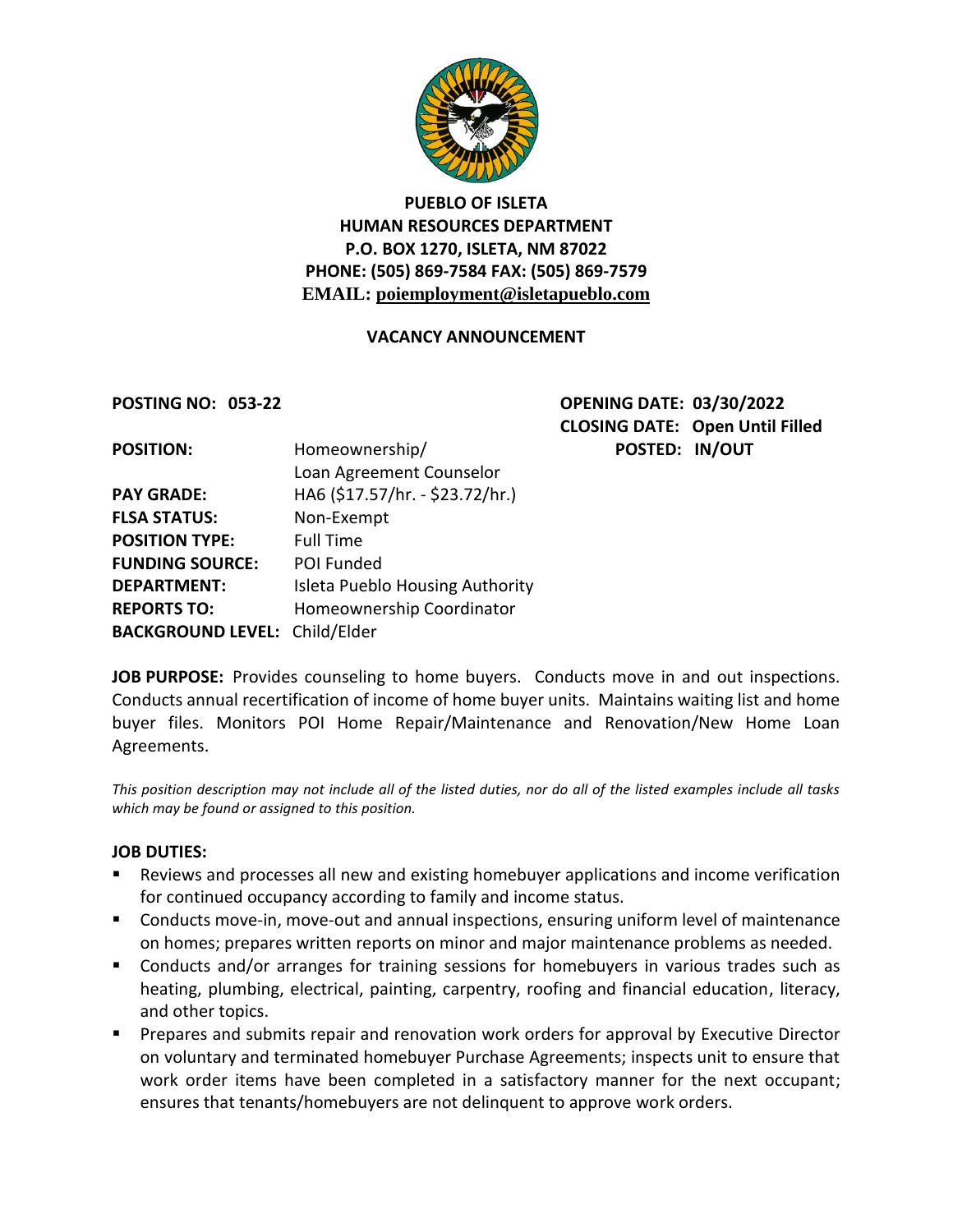**PUEBLO OF ISLETA**
**HUMAN RESOURCES DEPARTMENT**
**P.O. BOX 1270, ISLETA, NM 87022**
**PHONE: (505) 869-7584 FAX: (505) 869-7579**
**EMAIL: poiemployment@isletapueblo.com**

## VACANCY ANNOUNCEMENT

**POSTING NO: 053-22**

**OPENING DATE: 03/30/2022**
**CLOSING DATE: Open Until Filled**
**POSTED: IN/OUT**

**POSITION:** Homeownership/ Loan Agreement Counselor
**PAY GRADE:** HA6 ($17.57/hr. - $23.72/hr.)
**FLSA STATUS:** Non-Exempt
**POSITION TYPE:** Full Time
**FUNDING SOURCE:** POI Funded
**DEPARTMENT:** Isleta Pueblo Housing Authority
**REPORTS TO:** Homeownership Coordinator
**BACKGROUND LEVEL:** Child/Elder

**JOB PURPOSE:** Provides counseling to home buyers. Conducts move in and out inspections. Conducts annual recertification of income of home buyer units. Maintains waiting list and home buyer files. Monitors POI Home Repair/Maintenance and Renovation/New Home Loan Agreements.

*This position description may not include all of the listed duties, nor do all of the listed examples include all tasks which may be found or assigned to this position.*

**JOB DUTIES:**

- Reviews and processes all new and existing homebuyer applications and income verification for continued occupancy according to family and income status.
- Conducts move-in, move-out and annual inspections, ensuring uniform level of maintenance on homes; prepares written reports on minor and major maintenance problems as needed.
- Conducts and/or arranges for training sessions for homebuyers in various trades such as heating, plumbing, electrical, painting, carpentry, roofing and financial education, literacy, and other topics.
- Prepares and submits repair and renovation work orders for approval by Executive Director on voluntary and terminated homebuyer Purchase Agreements; inspects unit to ensure that work order items have been completed in a satisfactory manner for the next occupant; ensures that tenants/homebuyers are not delinquent to approve work orders.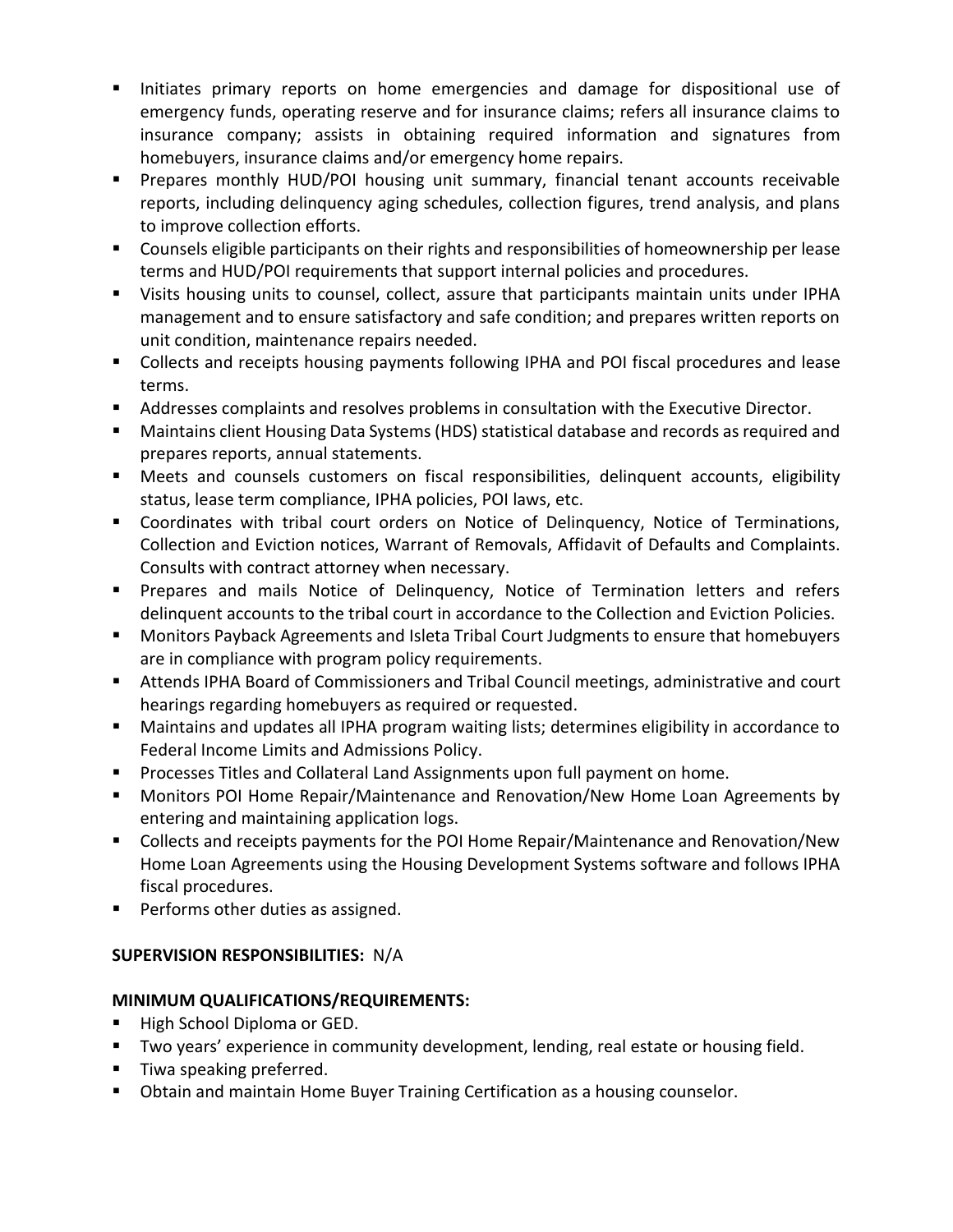- Initiates primary reports on home emergencies and damage for dispositional use of emergency funds, operating reserve and for insurance claims; refers all insurance claims to insurance company; assists in obtaining required information and signatures from homebuyers, insurance claims and/or emergency home repairs.
- Prepares monthly HUD/POI housing unit summary, financial tenant accounts receivable reports, including delinquency aging schedules, collection figures, trend analysis, and plans to improve collection efforts.
- Counsels eligible participants on their rights and responsibilities of homeownership per lease terms and HUD/POI requirements that support internal policies and procedures.
- Visits housing units to counsel, collect, assure that participants maintain units under IPHA management and to ensure satisfactory and safe condition; and prepares written reports on unit condition, maintenance repairs needed.
- Collects and receipts housing payments following IPHA and POI fiscal procedures and lease terms.
- Addresses complaints and resolves problems in consultation with the Executive Director.
- Maintains client Housing Data Systems (HDS) statistical database and records as required and prepares reports, annual statements.
- Meets and counsels customers on fiscal responsibilities, delinquent accounts, eligibility status, lease term compliance, IPHA policies, POI laws, etc.
- Coordinates with tribal court orders on Notice of Delinquency, Notice of Terminations, Collection and Eviction notices, Warrant of Removals, Affidavit of Defaults and Complaints. Consults with contract attorney when necessary.
- Prepares and mails Notice of Delinquency, Notice of Termination letters and refers delinquent accounts to the tribal court in accordance to the Collection and Eviction Policies.
- Monitors Payback Agreements and Isleta Tribal Court Judgments to ensure that homebuyers are in compliance with program policy requirements.
- Attends IPHA Board of Commissioners and Tribal Council meetings, administrative and court hearings regarding homebuyers as required or requested.
- Maintains and updates all IPHA program waiting lists; determines eligibility in accordance to Federal Income Limits and Admissions Policy.
- Processes Titles and Collateral Land Assignments upon full payment on home.
- Monitors POI Home Repair/Maintenance and Renovation/New Home Loan Agreements by entering and maintaining application logs.
- Collects and receipts payments for the POI Home Repair/Maintenance and Renovation/New Home Loan Agreements using the Housing Development Systems software and follows IPHA fiscal procedures.
- Performs other duties as assigned.

**SUPERVISION RESPONSIBILITIES:** N/A

**MINIMUM QUALIFICATIONS/REQUIREMENTS:**

- High School Diploma or GED.
- Two years' experience in community development, lending, real estate or housing field.
- Tiwa speaking preferred.
- Obtain and maintain Home Buyer Training Certification as a housing counselor.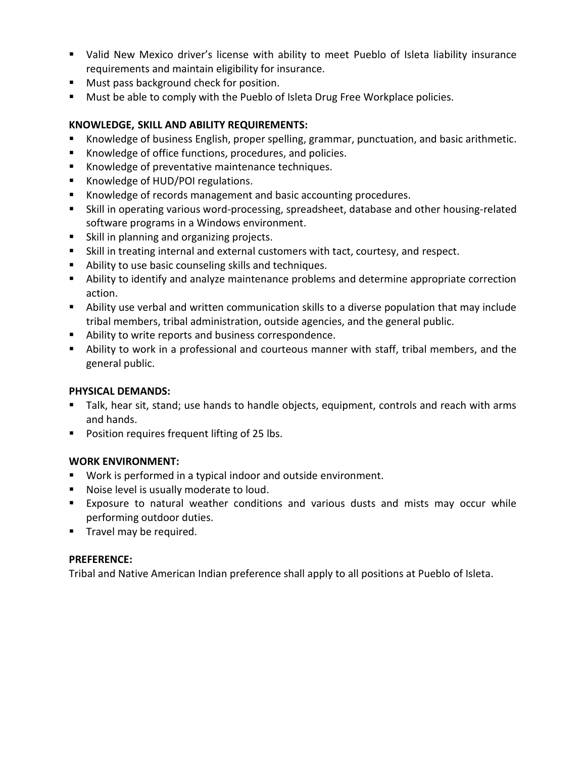- Valid New Mexico driver's license with ability to meet Pueblo of Isleta liability insurance requirements and maintain eligibility for insurance.
- Must pass background check for position.
- Must be able to comply with the Pueblo of Isleta Drug Free Workplace policies.

**KNOWLEDGE, SKILL AND ABILITY REQUIREMENTS:**

- Knowledge of business English, proper spelling, grammar, punctuation, and basic arithmetic.
- Knowledge of office functions, procedures, and policies.
- Knowledge of preventative maintenance techniques.
- Knowledge of HUD/POI regulations.
- Knowledge of records management and basic accounting procedures.
- Skill in operating various word-processing, spreadsheet, database and other housing-related software programs in a Windows environment.
- Skill in planning and organizing projects.
- Skill in treating internal and external customers with tact, courtesy, and respect.
- Ability to use basic counseling skills and techniques.
- Ability to identify and analyze maintenance problems and determine appropriate correction action.
- Ability use verbal and written communication skills to a diverse population that may include tribal members, tribal administration, outside agencies, and the general public.
- Ability to write reports and business correspondence.
- Ability to work in a professional and courteous manner with staff, tribal members, and the general public.

**PHYSICAL DEMANDS:**

- Talk, hear sit, stand; use hands to handle objects, equipment, controls and reach with arms and hands.
- Position requires frequent lifting of 25 lbs.

**WORK ENVIRONMENT:**

- Work is performed in a typical indoor and outside environment.
- Noise level is usually moderate to loud.
- Exposure to natural weather conditions and various dusts and mists may occur while performing outdoor duties.
- Travel may be required.

**PREFERENCE:**

Tribal and Native American Indian preference shall apply to all positions at Pueblo of Isleta.